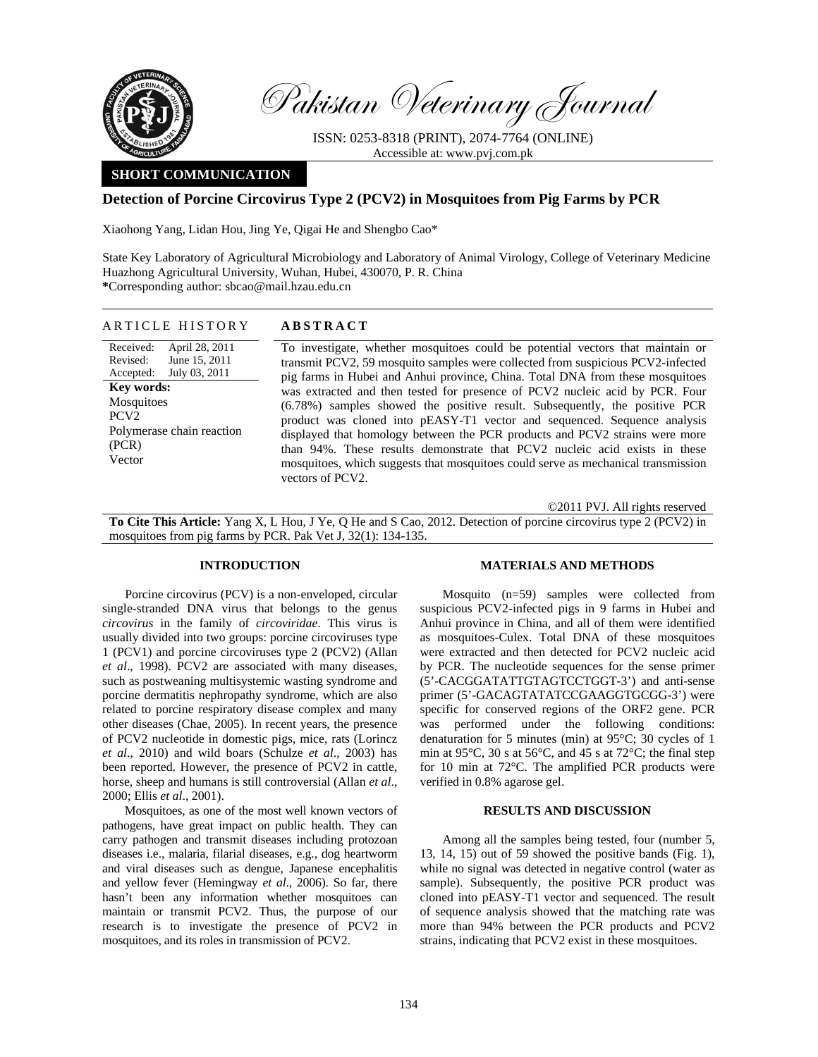Pakistan Veterinary Journal

ISSN: 0253-8318 (PRINT), 2074-7764 (ONLINE)
Accessible at: www.pvj.com.pk

**SHORT COMMUNICATION**

# Detection of Porcine Circovirus Type 2 (PCV2) in Mosquitoes from Pig Farms by PCR

Xiaohong Yang, Lidan Hou, Jing Ye, Qigai He and Shengbo Cao*

State Key Laboratory of Agricultural Microbiology and Laboratory of Animal Virology, College of Veterinary Medicine Huazhong Agricultural University, Wuhan, Hubei, 430070, P. R. China
*Corresponding author: sbcao@mail.hzau.edu.cn

**ARTICLE HISTORY**

Received: April 28, 2011
Revised: June 15, 2011
Accepted: July 03, 2011

**Key words:**
Mosquitoes
PCV2
Polymerase chain reaction (PCR)
Vector

**ABSTRACT**

To investigate, whether mosquitoes could be potential vectors that maintain or transmit PCV2, 59 mosquito samples were collected from suspicious PCV2-infected pig farms in Hubei and Anhui province, China. Total DNA from these mosquitoes was extracted and then tested for presence of PCV2 nucleic acid by PCR. Four (6.78%) samples showed the positive result. Subsequently, the positive PCR product was cloned into pEASY-T1 vector and sequenced. Sequence analysis displayed that homology between the PCR products and PCV2 strains were more than 94%. These results demonstrate that PCV2 nucleic acid exists in these mosquitoes, which suggests that mosquitoes could serve as mechanical transmission vectors of PCV2.

©2011 PVJ. All rights reserved

**To Cite This Article:** Yang X, L Hou, J Ye, Q He and S Cao, 2012. Detection of porcine circovirus type 2 (PCV2) in mosquitoes from pig farms by PCR. Pak Vet J, 32(1): 134-135.

## INTRODUCTION

Porcine circovirus (PCV) is a non-enveloped, circular single-stranded DNA virus that belongs to the genus *circovirus* in the family of *circoviridae*. This virus is usually divided into two groups: porcine circoviruses type 1 (PCV1) and porcine circoviruses type 2 (PCV2) (Allan *et al*., 1998). PCV2 are associated with many diseases, such as postweaning multisystemic wasting syndrome and porcine dermatitis nephropathy syndrome, which are also related to porcine respiratory disease complex and many other diseases (Chae, 2005). In recent years, the presence of PCV2 nucleotide in domestic pigs, mice, rats (Lorincz *et al*., 2010) and wild boars (Schulze *et al*., 2003) has been reported. However, the presence of PCV2 in cattle, horse, sheep and humans is still controversial (Allan *et al*., 2000; Ellis *et al*., 2001).

Mosquitoes, as one of the most well known vectors of pathogens, have great impact on public health. They can carry pathogen and transmit diseases including protozoan diseases i.e., malaria, filarial diseases, e.g., dog heartworm and viral diseases such as dengue, Japanese encephalitis and yellow fever (Hemingway *et al*., 2006). So far, there hasn't been any information whether mosquitoes can maintain or transmit PCV2. Thus, the purpose of our research is to investigate the presence of PCV2 in mosquitoes, and its roles in transmission of PCV2.

## MATERIALS AND METHODS

Mosquito (n=59) samples were collected from suspicious PCV2-infected pigs in 9 farms in Hubei and Anhui province in China, and all of them were identified as mosquitoes-Culex. Total DNA of these mosquitoes were extracted and then detected for PCV2 nucleic acid by PCR. The nucleotide sequences for the sense primer (5'-CACGGATATTGTAGTCCTGGT-3') and anti-sense primer (5'-GACAGTATATCCGAAGGTGCGG-3') were specific for conserved regions of the ORF2 gene. PCR was performed under the following conditions: denaturation for 5 minutes (min) at 95°C; 30 cycles of 1 min at 95°C, 30 s at 56°C, and 45 s at 72°C; the final step for 10 min at 72°C. The amplified PCR products were verified in 0.8% agarose gel.

## RESULTS AND DISCUSSION

Among all the samples being tested, four (number 5, 13, 14, 15) out of 59 showed the positive bands (Fig. 1), while no signal was detected in negative control (water as sample). Subsequently, the positive PCR product was cloned into pEASY-T1 vector and sequenced. The result of sequence analysis showed that the matching rate was more than 94% between the PCR products and PCV2 strains, indicating that PCV2 exist in these mosquitoes.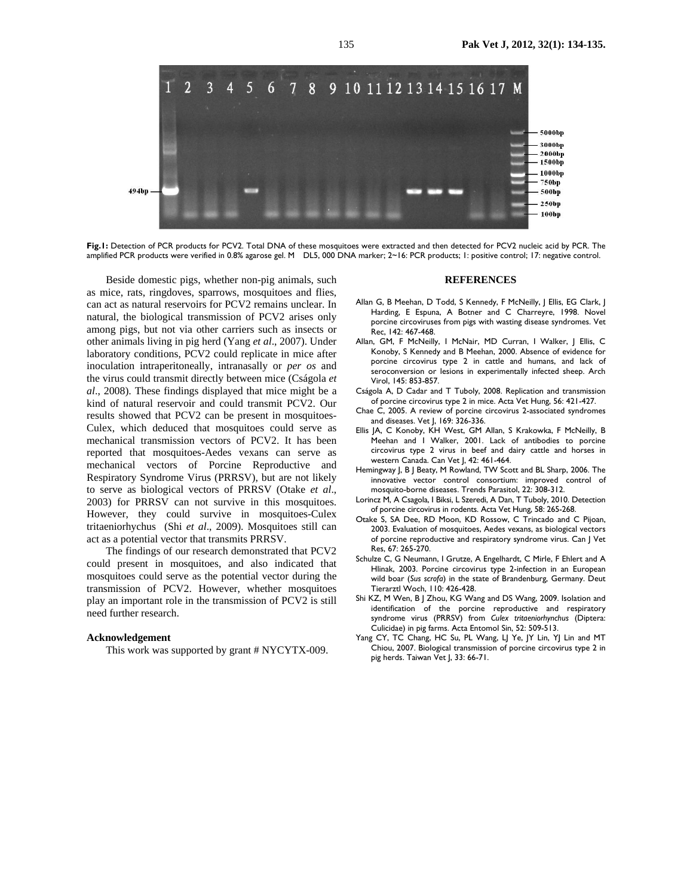1 2 3 4 5 6 7 8 9 10 11 12 13 14 15 16 17 M

494bp

5000bp
3000bp
2000bp
1500bp
1000bp
750bp
500bp
250bp
100bp

**Fig.1:** Detection of PCR products for PCV2. Total DNA of these mosquitoes were extracted and then detected for PCV2 nucleic acid by PCR. The amplified PCR products were verified in 0.8% agarose gel. M DL5, 000 DNA marker; 2~16: PCR products; 1: positive control; 17: negative control.

Beside domestic pigs, whether non-pig animals, such as mice, rats, ringdoves, sparrows, mosquitoes and flies, can act as natural reservoirs for PCV2 remains unclear. In natural, the biological transmission of PCV2 arises only among pigs, but not via other carriers such as insects or other animals living in pig herd (Yang *et al*., 2007). Under laboratory conditions, PCV2 could replicate in mice after inoculation intraperitoneally, intranasally or *per os* and the virus could transmit directly between mice (Cságola *et al*., 2008). These findings displayed that mice might be a kind of natural reservoir and could transmit PCV2. Our results showed that PCV2 can be present in mosquitoes-Culex, which deduced that mosquitoes could serve as mechanical transmission vectors of PCV2. It has been reported that mosquitoes-Aedes vexans can serve as mechanical vectors of Porcine Reproductive and Respiratory Syndrome Virus (PRRSV), but are not likely to serve as biological vectors of PRRSV (Otake *et al*., 2003) for PRRSV can not survive in this mosquitoes. However, they could survive in mosquitoes-Culex tritaeniorhychus (Shi *et al*., 2009). Mosquitoes still can act as a potential vector that transmits PRRSV.

The findings of our research demonstrated that PCV2 could present in mosquitoes, and also indicated that mosquitoes could serve as the potential vector during the transmission of PCV2. However, whether mosquitoes play an important role in the transmission of PCV2 is still need further research.

### Acknowledgement

This work was supported by grant # NYCYTX-009.

## REFERENCES

Allan G, B Meehan, D Todd, S Kennedy, F McNeilly, J Ellis, EG Clark, J Harding, E Espuna, A Botner and C Charreyre, 1998. Novel porcine circoviruses from pigs with wasting disease syndromes. Vet Rec, 142: 467-468.

Allan, GM, F McNeilly, I McNair, MD Curran, I Walker, J Ellis, C Konoby, S Kennedy and B Meehan, 2000. Absence of evidence for porcine circovirus type 2 in cattle and humans, and lack of seroconversion or lesions in experimentally infected sheep. Arch Virol, 145: 853-857.

Cságola A, D Cadar and T Tuboly, 2008. Replication and transmission of porcine circovirus type 2 in mice. Acta Vet Hung, 56: 421-427.

Chae C, 2005. A review of porcine circovirus 2-associated syndromes and diseases. Vet J, 169: 326-336.

Ellis JA, C Konoby, KH West, GM Allan, S Krakowka, F McNeilly, B Meehan and I Walker, 2001. Lack of antibodies to porcine circovirus type 2 virus in beef and dairy cattle and horses in western Canada. Can Vet J, 42: 461-464.

Hemingway J, B J Beaty, M Rowland, TW Scott and BL Sharp, 2006. The innovative vector control consortium: improved control of mosquito-borne diseases. Trends Parasitol, 22: 308-312.

Lorincz M, A Csagola, I Biksi, L Szeredi, A Dan, T Tuboly, 2010. Detection of porcine circovirus in rodents. Acta Vet Hung, 58: 265-268.

Otake S, SA Dee, RD Moon, KD Rossow, C Trincado and C Pijoan, 2003. Evaluation of mosquitoes, Aedes vexans, as biological vectors of porcine reproductive and respiratory syndrome virus. Can J Vet Res, 67: 265-270.

Schulze C, G Neumann, I Grutze, A Engelhardt, C Mirle, F Ehlert and A Hlinak, 2003. Porcine circovirus type 2-infection in an European wild boar (*Sus scrofa*) in the state of Brandenburg, Germany. Deut Tierarztl Woch, 110: 426-428.

Shi KZ, M Wen, B J Zhou, KG Wang and DS Wang, 2009. Isolation and identification of the porcine reproductive and respiratory syndrome virus (PRRSV) from *Culex tritaeniorhynchus* (Diptera: Culicidae) in pig farms. Acta Entomol Sin, 52: 509-513.

Yang CY, TC Chang, HC Su, PL Wang, LJ Ye, JY Lin, YJ Lin and MT Chiou, 2007. Biological transmission of porcine circovirus type 2 in pig herds. Taiwan Vet J, 33: 66-71.